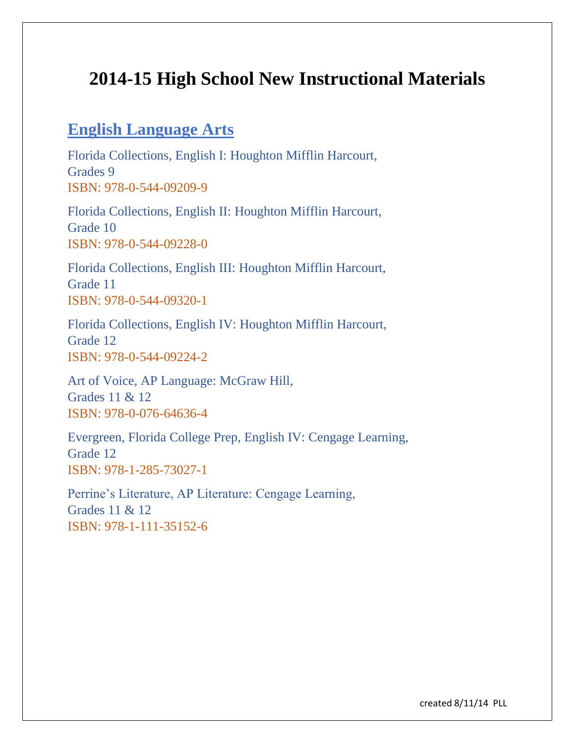# 2014-15 High School New Instructional Materials

## English Language Arts

Florida Collections, English I: Houghton Mifflin Harcourt,
Grades 9
ISBN: 978-0-544-09209-9

Florida Collections, English II: Houghton Mifflin Harcourt,
Grade 10
ISBN: 978-0-544-09228-0

Florida Collections, English III: Houghton Mifflin Harcourt,
Grade 11
ISBN: 978-0-544-09320-1

Florida Collections, English IV: Houghton Mifflin Harcourt,
Grade 12
ISBN: 978-0-544-09224-2

Art of Voice, AP Language: McGraw Hill,
Grades 11 & 12
ISBN: 978-0-076-64636-4

Evergreen, Florida College Prep, English IV: Cengage Learning,
Grade 12
ISBN: 978-1-285-73027-1

Perrine's Literature, AP Literature: Cengage Learning,
Grades 11 & 12
ISBN: 978-1-111-35152-6

created 8/11/14 PLL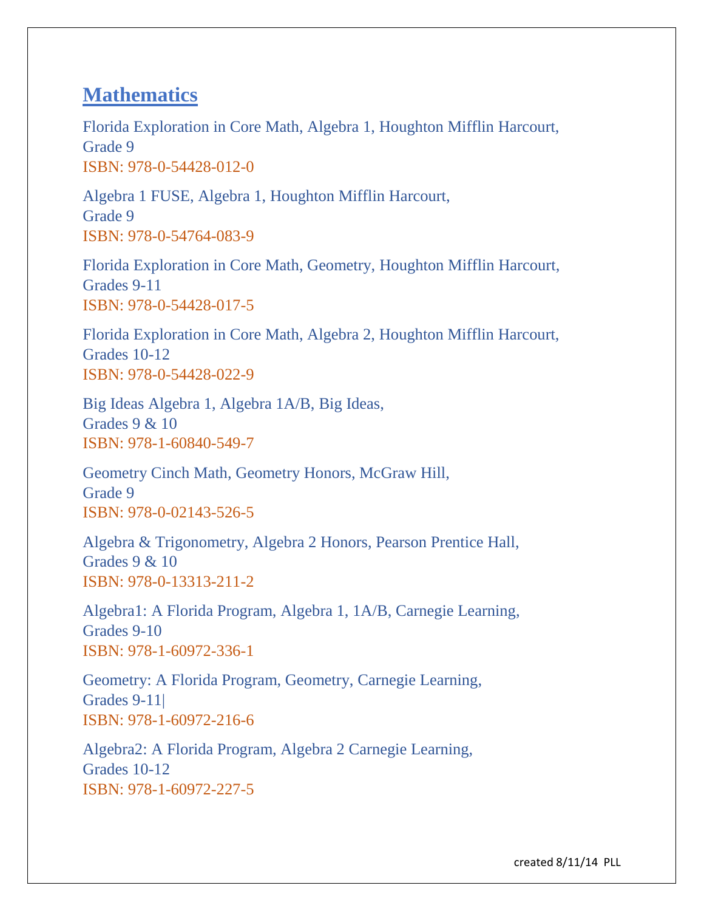## Mathematics

Florida Exploration in Core Math, Algebra 1, Houghton Mifflin Harcourt,
Grade 9
ISBN: 978-0-54428-012-0

Algebra 1 FUSE, Algebra 1, Houghton Mifflin Harcourt,
Grade 9
ISBN: 978-0-54764-083-9

Florida Exploration in Core Math, Geometry, Houghton Mifflin Harcourt,
Grades 9-11
ISBN: 978-0-54428-017-5

Florida Exploration in Core Math, Algebra 2, Houghton Mifflin Harcourt,
Grades 10-12
ISBN: 978-0-54428-022-9

Big Ideas Algebra 1, Algebra 1A/B, Big Ideas,
Grades 9 & 10
ISBN: 978-1-60840-549-7

Geometry Cinch Math, Geometry Honors, McGraw Hill,
Grade 9
ISBN: 978-0-02143-526-5

Algebra & Trigonometry, Algebra 2 Honors, Pearson Prentice Hall,
Grades 9 & 10
ISBN: 978-0-13313-211-2

Algebra1: A Florida Program, Algebra 1, 1A/B, Carnegie Learning,
Grades 9-10
ISBN: 978-1-60972-336-1

Geometry: A Florida Program, Geometry, Carnegie Learning,
Grades 9-11|
ISBN: 978-1-60972-216-6

Algebra2: A Florida Program, Algebra 2 Carnegie Learning,
Grades 10-12
ISBN: 978-1-60972-227-5

created 8/11/14 PLL